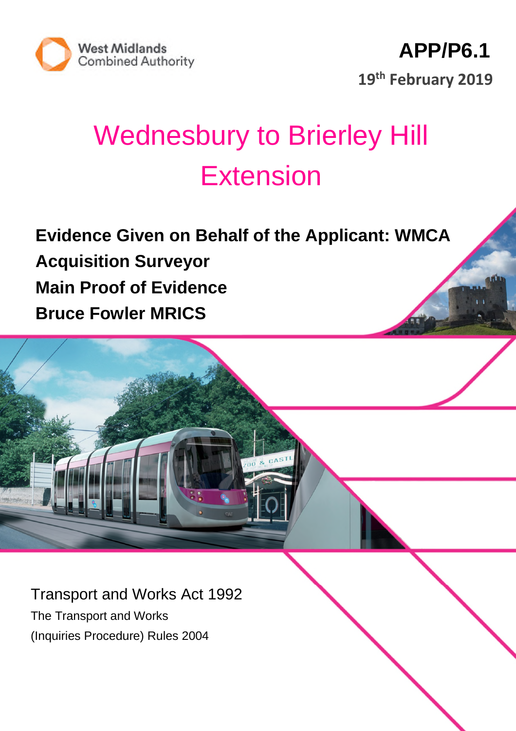West Midlands Combined Authority

**APP/P6.1**

**19th February 2019**

# Wednesbury to Brierley Hill Extension

**Evidence Given on Behalf of the Applicant: WMCA**

**Acquisition Surveyor**

**Main Proof of Evidence**

**Bruce Fowler MRICS**

Transport and Works Act 1992

The Transport and Works (Inquiries Procedure) Rules 2004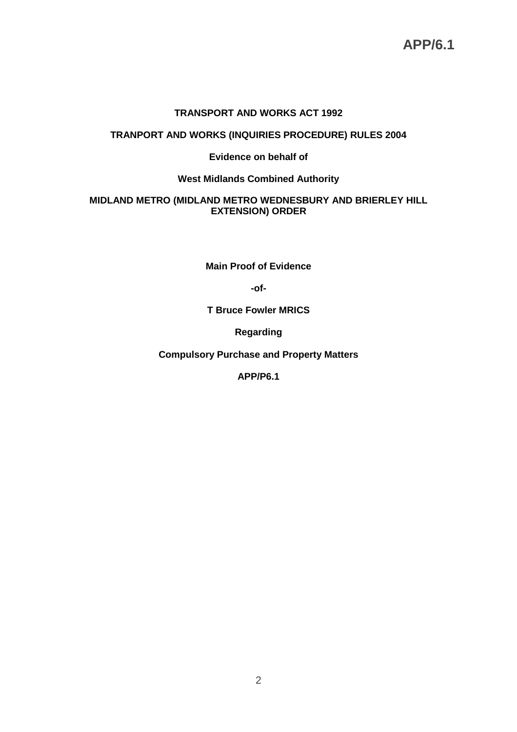**APP/6.1**

**TRANSPORT AND WORKS ACT 1992**

**TRANPORT AND WORKS (INQUIRIES PROCEDURE) RULES 2004**

**Evidence on behalf of**

**West Midlands Combined Authority**

**MIDLAND METRO (MIDLAND METRO WEDNESBURY AND BRIERLEY HILL EXTENSION) ORDER**

**Main Proof of Evidence**

**-of-**

**T Bruce Fowler MRICS**

**Regarding**

**Compulsory Purchase and Property Matters**

**APP/P6.1**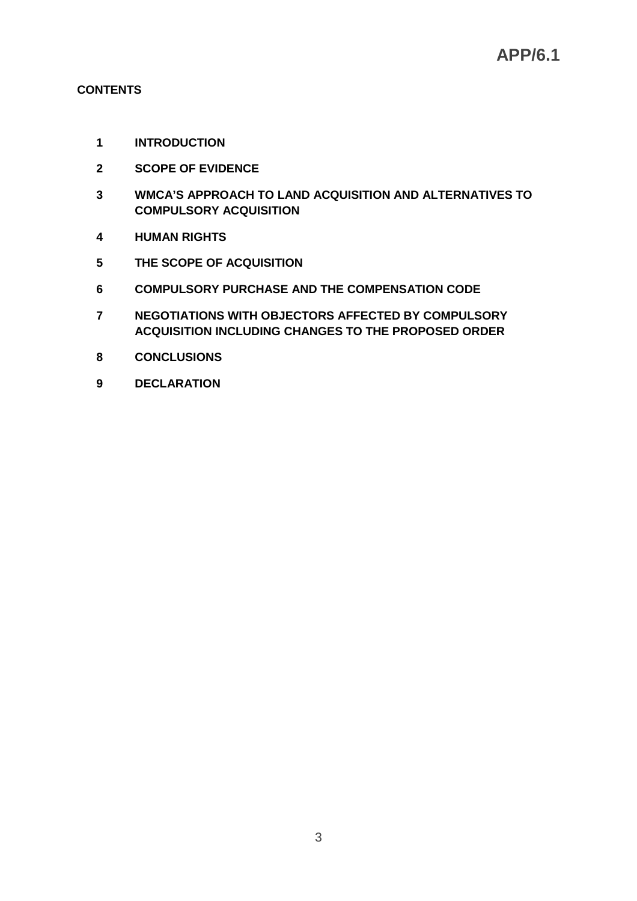**APP/6.1**

**CONTENTS**

1. **INTRODUCTION**
2. **SCOPE OF EVIDENCE**
3. **WMCA'S APPROACH TO LAND ACQUISITION AND ALTERNATIVES TO COMPULSORY ACQUISITION**
4. **HUMAN RIGHTS**
5. **THE SCOPE OF ACQUISITION**
6. **COMPULSORY PURCHASE AND THE COMPENSATION CODE**
7. **NEGOTIATIONS WITH OBJECTORS AFFECTED BY COMPULSORY ACQUISITION INCLUDING CHANGES TO THE PROPOSED ORDER**
8. **CONCLUSIONS**
9. **DECLARATION**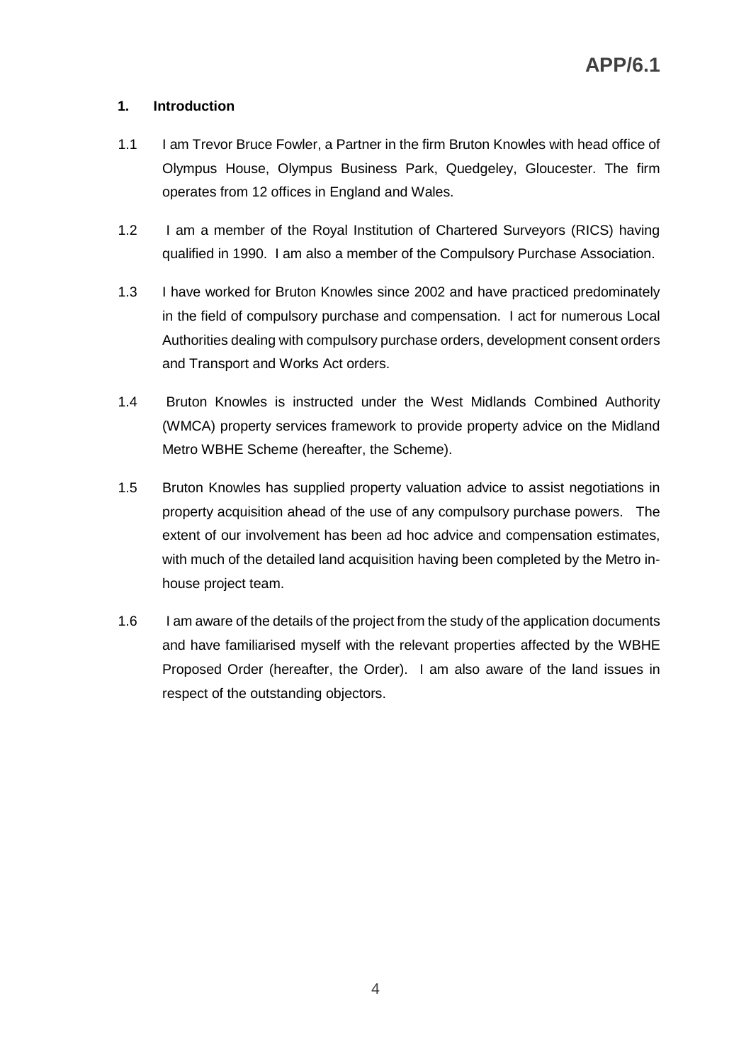## 1. Introduction

1.1 I am Trevor Bruce Fowler, a Partner in the firm Bruton Knowles with head office of Olympus House, Olympus Business Park, Quedgeley, Gloucester. The firm operates from 12 offices in England and Wales.

1.2 I am a member of the Royal Institution of Chartered Surveyors (RICS) having qualified in 1990. I am also a member of the Compulsory Purchase Association.

1.3 I have worked for Bruton Knowles since 2002 and have practiced predominately in the field of compulsory purchase and compensation. I act for numerous Local Authorities dealing with compulsory purchase orders, development consent orders and Transport and Works Act orders.

1.4 Bruton Knowles is instructed under the West Midlands Combined Authority (WMCA) property services framework to provide property advice on the Midland Metro WBHE Scheme (hereafter, the Scheme).

1.5 Bruton Knowles has supplied property valuation advice to assist negotiations in property acquisition ahead of the use of any compulsory purchase powers. The extent of our involvement has been ad hoc advice and compensation estimates, with much of the detailed land acquisition having been completed by the Metro in-house project team.

1.6 I am aware of the details of the project from the study of the application documents and have familiarised myself with the relevant properties affected by the WBHE Proposed Order (hereafter, the Order). I am also aware of the land issues in respect of the outstanding objectors.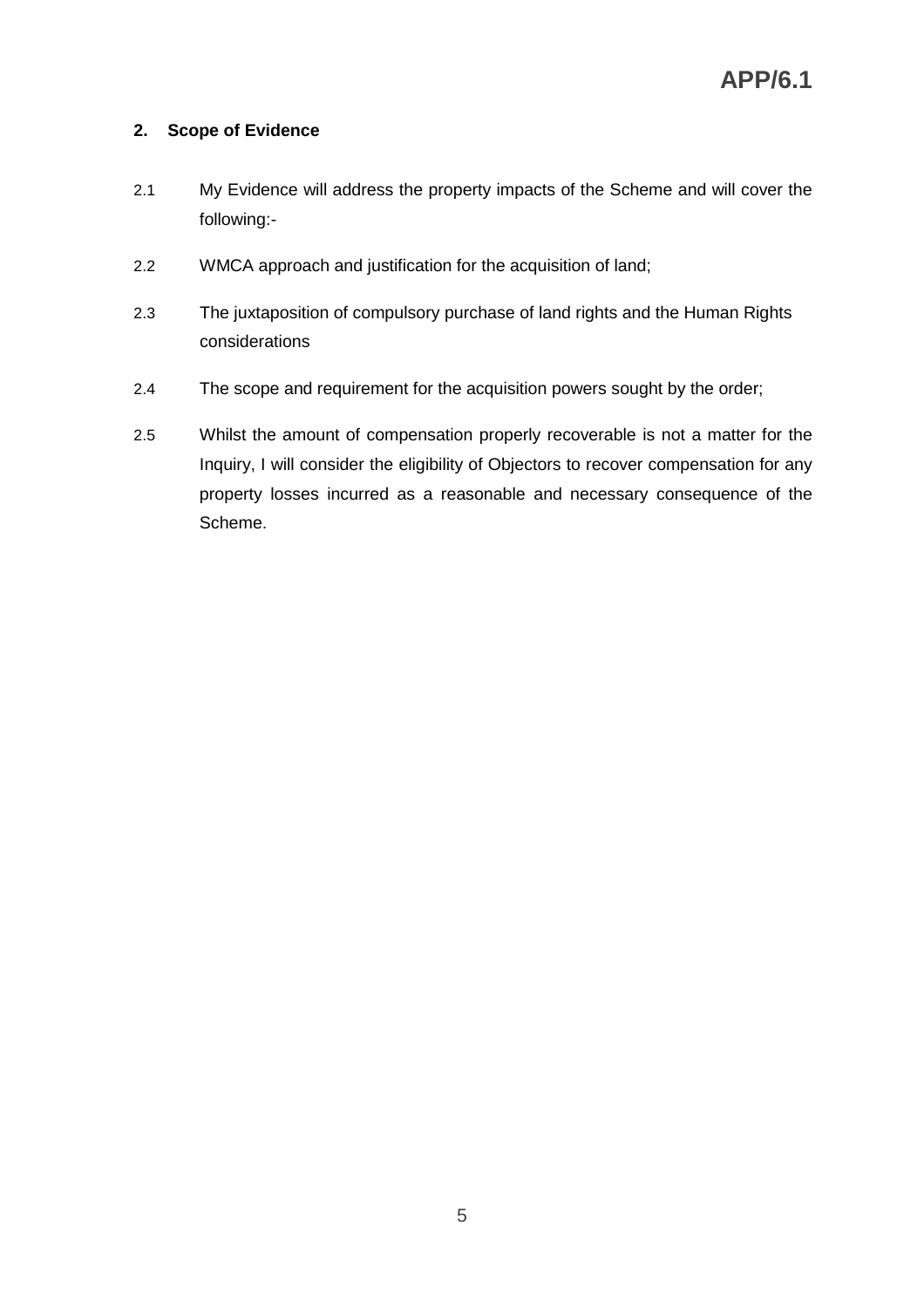## 2. Scope of Evidence

2.1 My Evidence will address the property impacts of the Scheme and will cover the following:-

2.2 WMCA approach and justification for the acquisition of land;

2.3 The juxtaposition of compulsory purchase of land rights and the Human Rights considerations

2.4 The scope and requirement for the acquisition powers sought by the order;

2.5 Whilst the amount of compensation properly recoverable is not a matter for the Inquiry, I will consider the eligibility of Objectors to recover compensation for any property losses incurred as a reasonable and necessary consequence of the Scheme.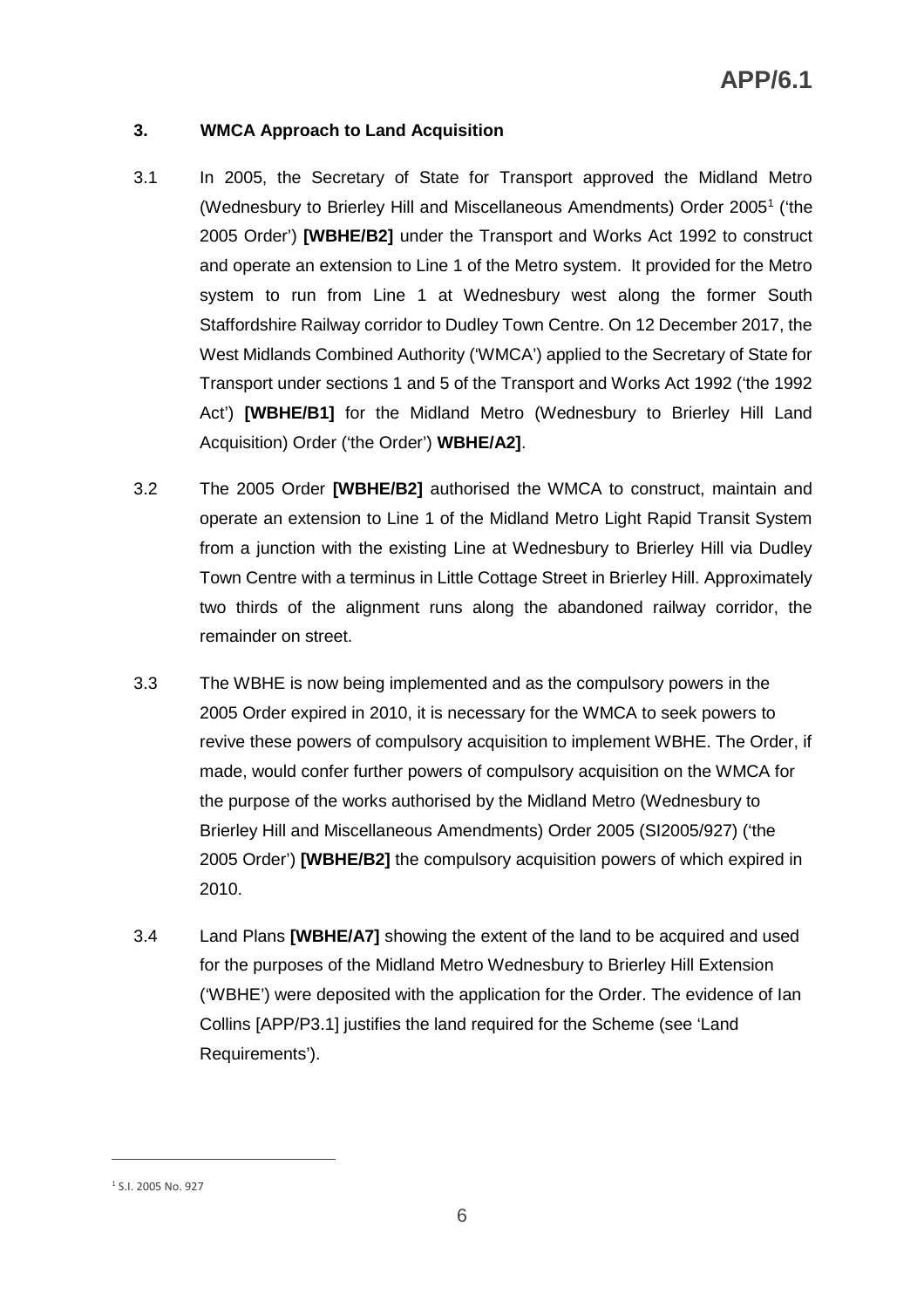### 3. WMCA Approach to Land Acquisition

3.1 In 2005, the Secretary of State for Transport approved the Midland Metro (Wednesbury to Brierley Hill and Miscellaneous Amendments) Order 2005[1] ('the 2005 Order') **[WBHE/B2]** under the Transport and Works Act 1992 to construct and operate an extension to Line 1 of the Metro system. It provided for the Metro system to run from Line 1 at Wednesbury west along the former South Staffordshire Railway corridor to Dudley Town Centre. On 12 December 2017, the West Midlands Combined Authority ('WMCA') applied to the Secretary of State for Transport under sections 1 and 5 of the Transport and Works Act 1992 ('the 1992 Act') **[WBHE/B1]** for the Midland Metro (Wednesbury to Brierley Hill Land Acquisition) Order ('the Order') **WBHE/A2]**.

3.2 The 2005 Order **[WBHE/B2]** authorised the WMCA to construct, maintain and operate an extension to Line 1 of the Midland Metro Light Rapid Transit System from a junction with the existing Line at Wednesbury to Brierley Hill via Dudley Town Centre with a terminus in Little Cottage Street in Brierley Hill. Approximately two thirds of the alignment runs along the abandoned railway corridor, the remainder on street.

3.3 The WBHE is now being implemented and as the compulsory powers in the 2005 Order expired in 2010, it is necessary for the WMCA to seek powers to revive these powers of compulsory acquisition to implement WBHE. The Order, if made, would confer further powers of compulsory acquisition on the WMCA for the purpose of the works authorised by the Midland Metro (Wednesbury to Brierley Hill and Miscellaneous Amendments) Order 2005 (SI2005/927) ('the 2005 Order') **[WBHE/B2]** the compulsory acquisition powers of which expired in 2010.

3.4 Land Plans **[WBHE/A7]** showing the extent of the land to be acquired and used for the purposes of the Midland Metro Wednesbury to Brierley Hill Extension ('WBHE') were deposited with the application for the Order. The evidence of Ian Collins [APP/P3.1] justifies the land required for the Scheme (see 'Land Requirements').

---

[1] S.I. 2005 No. 927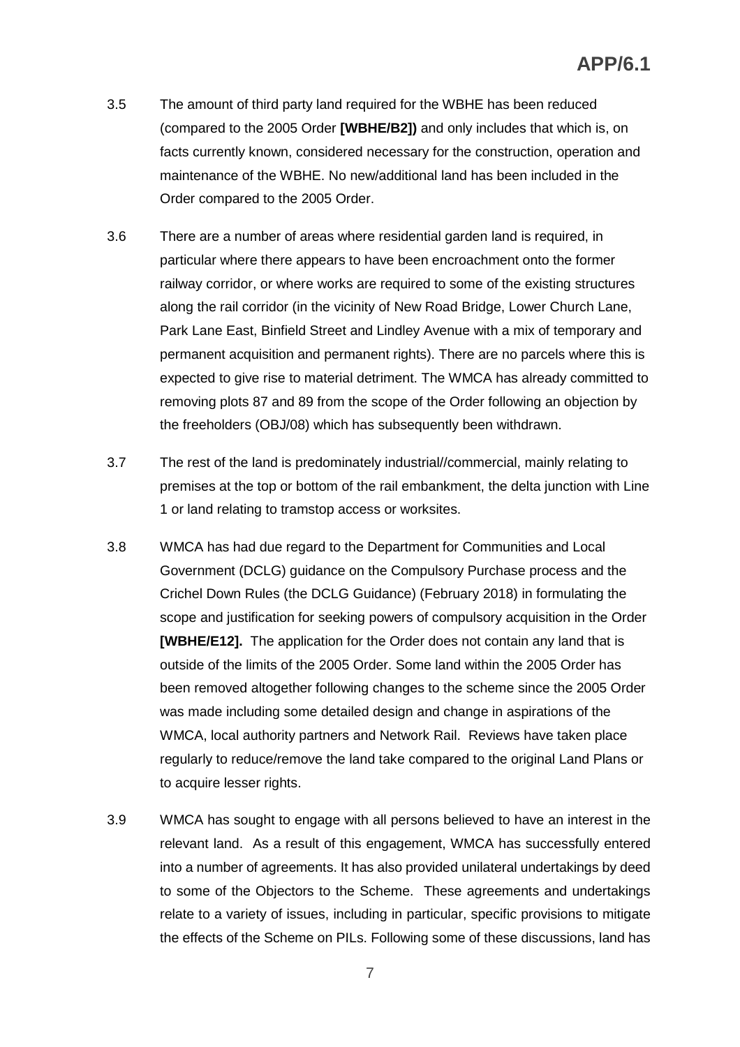3.5 The amount of third party land required for the WBHE has been reduced (compared to the 2005 Order **[WBHE/B2])** and only includes that which is, on facts currently known, considered necessary for the construction, operation and maintenance of the WBHE. No new/additional land has been included in the Order compared to the 2005 Order.

3.6 There are a number of areas where residential garden land is required, in particular where there appears to have been encroachment onto the former railway corridor, or where works are required to some of the existing structures along the rail corridor (in the vicinity of New Road Bridge, Lower Church Lane, Park Lane East, Binfield Street and Lindley Avenue with a mix of temporary and permanent acquisition and permanent rights). There are no parcels where this is expected to give rise to material detriment. The WMCA has already committed to removing plots 87 and 89 from the scope of the Order following an objection by the freeholders (OBJ/08) which has subsequently been withdrawn.

3.7 The rest of the land is predominately industrial//commercial, mainly relating to premises at the top or bottom of the rail embankment, the delta junction with Line 1 or land relating to tramstop access or worksites.

3.8 WMCA has had due regard to the Department for Communities and Local Government (DCLG) guidance on the Compulsory Purchase process and the Crichel Down Rules (the DCLG Guidance) (February 2018) in formulating the scope and justification for seeking powers of compulsory acquisition in the Order **[WBHE/E12].** The application for the Order does not contain any land that is outside of the limits of the 2005 Order. Some land within the 2005 Order has been removed altogether following changes to the scheme since the 2005 Order was made including some detailed design and change in aspirations of the WMCA, local authority partners and Network Rail. Reviews have taken place regularly to reduce/remove the land take compared to the original Land Plans or to acquire lesser rights.

3.9 WMCA has sought to engage with all persons believed to have an interest in the relevant land. As a result of this engagement, WMCA has successfully entered into a number of agreements. It has also provided unilateral undertakings by deed to some of the Objectors to the Scheme. These agreements and undertakings relate to a variety of issues, including in particular, specific provisions to mitigate the effects of the Scheme on PILs. Following some of these discussions, land has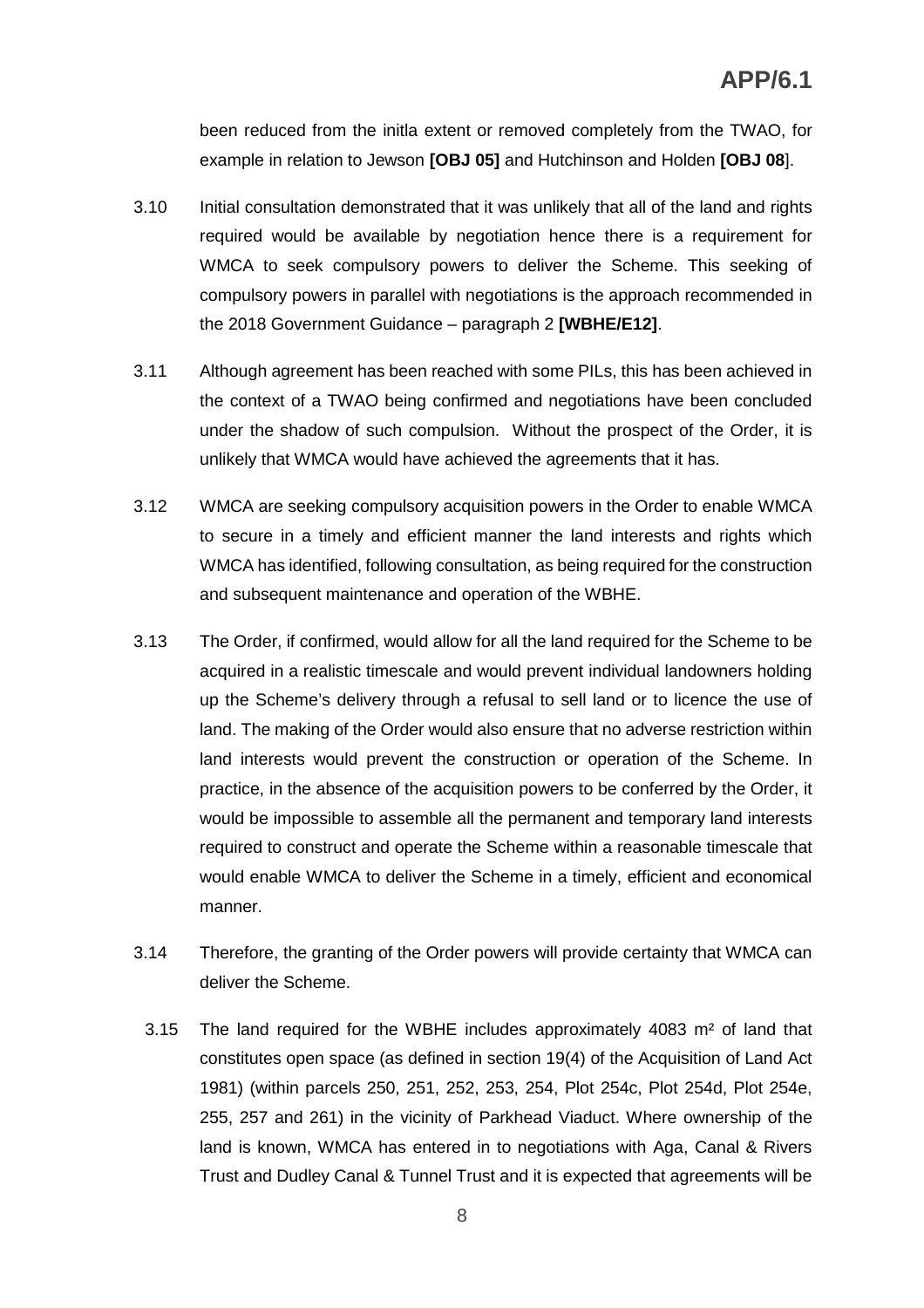been reduced from the initla extent or removed completely from the TWAO, for example in relation to Jewson **[OBJ 05]** and Hutchinson and Holden **[OBJ 08**].

3.10 Initial consultation demonstrated that it was unlikely that all of the land and rights required would be available by negotiation hence there is a requirement for WMCA to seek compulsory powers to deliver the Scheme. This seeking of compulsory powers in parallel with negotiations is the approach recommended in the 2018 Government Guidance – paragraph 2 **[WBHE/E12]**.

3.11 Although agreement has been reached with some PILs, this has been achieved in the context of a TWAO being confirmed and negotiations have been concluded under the shadow of such compulsion. Without the prospect of the Order, it is unlikely that WMCA would have achieved the agreements that it has.

3.12 WMCA are seeking compulsory acquisition powers in the Order to enable WMCA to secure in a timely and efficient manner the land interests and rights which WMCA has identified, following consultation, as being required for the construction and subsequent maintenance and operation of the WBHE.

3.13 The Order, if confirmed, would allow for all the land required for the Scheme to be acquired in a realistic timescale and would prevent individual landowners holding up the Scheme's delivery through a refusal to sell land or to licence the use of land. The making of the Order would also ensure that no adverse restriction within land interests would prevent the construction or operation of the Scheme. In practice, in the absence of the acquisition powers to be conferred by the Order, it would be impossible to assemble all the permanent and temporary land interests required to construct and operate the Scheme within a reasonable timescale that would enable WMCA to deliver the Scheme in a timely, efficient and economical manner.

3.14 Therefore, the granting of the Order powers will provide certainty that WMCA can deliver the Scheme.

3.15 The land required for the WBHE includes approximately 4083 m² of land that constitutes open space (as defined in section 19(4) of the Acquisition of Land Act 1981) (within parcels 250, 251, 252, 253, 254, Plot 254c, Plot 254d, Plot 254e, 255, 257 and 261) in the vicinity of Parkhead Viaduct. Where ownership of the land is known, WMCA has entered in to negotiations with Aga, Canal & Rivers Trust and Dudley Canal & Tunnel Trust and it is expected that agreements will be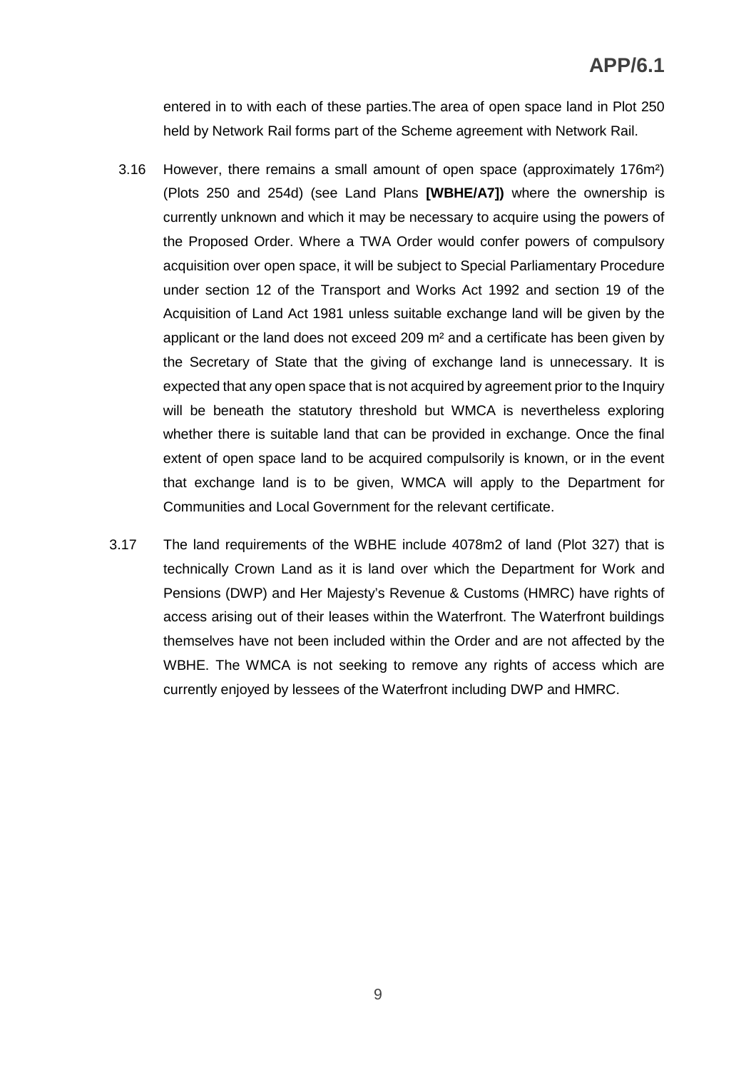entered in to with each of these parties.The area of open space land in Plot 250 held by Network Rail forms part of the Scheme agreement with Network Rail.

3.16 However, there remains a small amount of open space (approximately 176m²) (Plots 250 and 254d) (see Land Plans **[WBHE/A7])** where the ownership is currently unknown and which it may be necessary to acquire using the powers of the Proposed Order. Where a TWA Order would confer powers of compulsory acquisition over open space, it will be subject to Special Parliamentary Procedure under section 12 of the Transport and Works Act 1992 and section 19 of the Acquisition of Land Act 1981 unless suitable exchange land will be given by the applicant or the land does not exceed 209 m² and a certificate has been given by the Secretary of State that the giving of exchange land is unnecessary. It is expected that any open space that is not acquired by agreement prior to the Inquiry will be beneath the statutory threshold but WMCA is nevertheless exploring whether there is suitable land that can be provided in exchange. Once the final extent of open space land to be acquired compulsorily is known, or in the event that exchange land is to be given, WMCA will apply to the Department for Communities and Local Government for the relevant certificate.

3.17 The land requirements of the WBHE include 4078m2 of land (Plot 327) that is technically Crown Land as it is land over which the Department for Work and Pensions (DWP) and Her Majesty's Revenue & Customs (HMRC) have rights of access arising out of their leases within the Waterfront. The Waterfront buildings themselves have not been included within the Order and are not affected by the WBHE. The WMCA is not seeking to remove any rights of access which are currently enjoyed by lessees of the Waterfront including DWP and HMRC.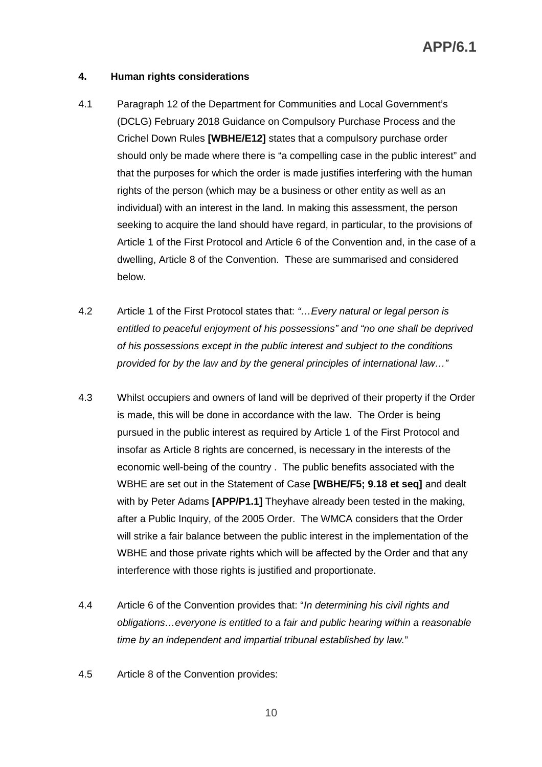### 4. Human rights considerations

4.1 Paragraph 12 of the Department for Communities and Local Government's (DCLG) February 2018 Guidance on Compulsory Purchase Process and the Crichel Down Rules **[WBHE/E12]** states that a compulsory purchase order should only be made where there is "a compelling case in the public interest" and that the purposes for which the order is made justifies interfering with the human rights of the person (which may be a business or other entity as well as an individual) with an interest in the land. In making this assessment, the person seeking to acquire the land should have regard, in particular, to the provisions of Article 1 of the First Protocol and Article 6 of the Convention and, in the case of a dwelling, Article 8 of the Convention. These are summarised and considered below.

4.2 Article 1 of the First Protocol states that: *"…Every natural or legal person is entitled to peaceful enjoyment of his possessions" and "no one shall be deprived of his possessions except in the public interest and subject to the conditions provided for by the law and by the general principles of international law…"*

4.3 Whilst occupiers and owners of land will be deprived of their property if the Order is made, this will be done in accordance with the law. The Order is being pursued in the public interest as required by Article 1 of the First Protocol and insofar as Article 8 rights are concerned, is necessary in the interests of the economic well-being of the country . The public benefits associated with the WBHE are set out in the Statement of Case **[WBHE/F5; 9.18 et seq]** and dealt with by Peter Adams **[APP/P1.1]** Theyhave already been tested in the making, after a Public Inquiry, of the 2005 Order. The WMCA considers that the Order will strike a fair balance between the public interest in the implementation of the WBHE and those private rights which will be affected by the Order and that any interference with those rights is justified and proportionate.

4.4 Article 6 of the Convention provides that: "*In determining his civil rights and obligations…everyone is entitled to a fair and public hearing within a reasonable time by an independent and impartial tribunal established by law.*"

4.5 Article 8 of the Convention provides: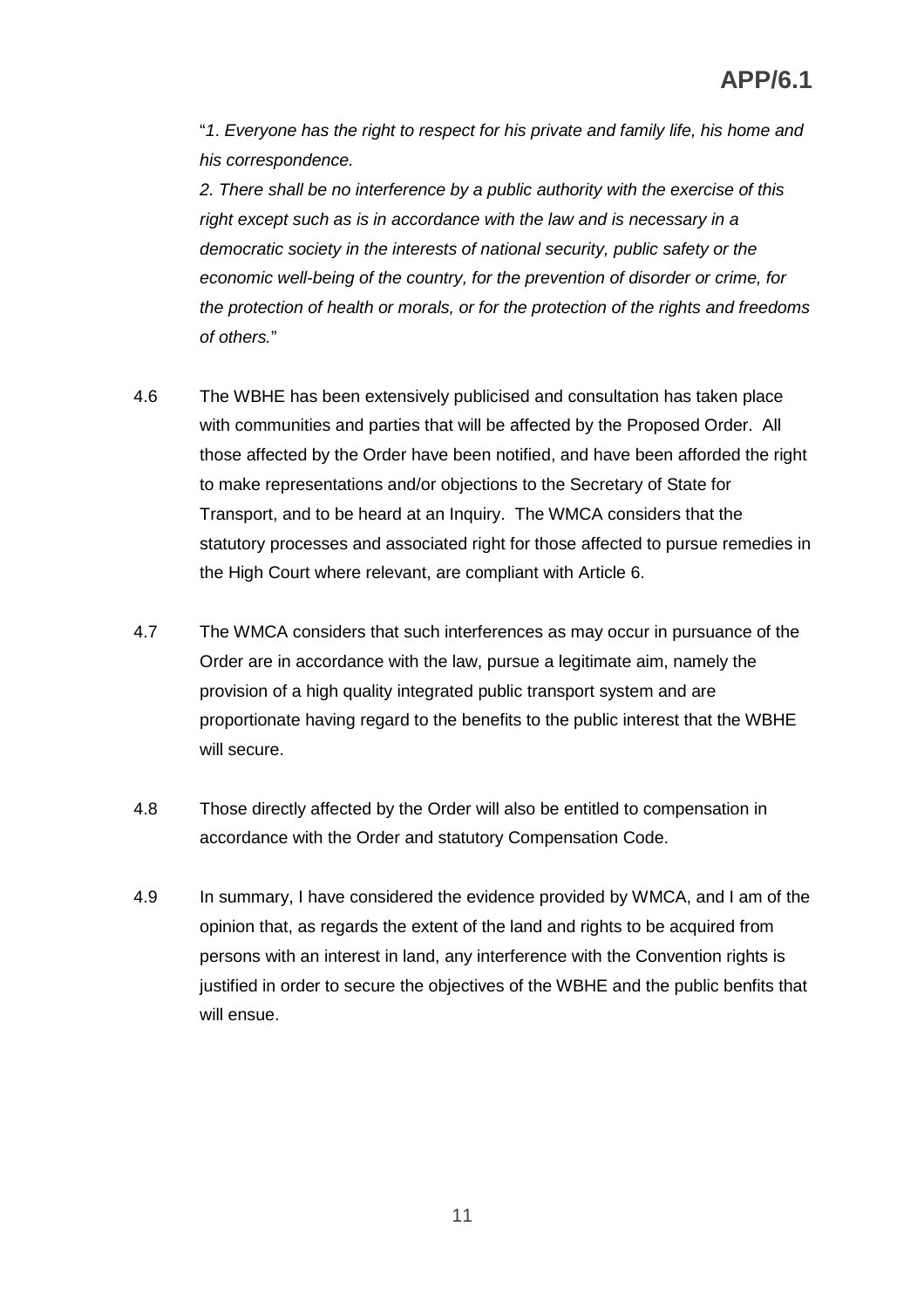"*1. Everyone has the right to respect for his private and family life, his home and his correspondence.*

*2. There shall be no interference by a public authority with the exercise of this right except such as is in accordance with the law and is necessary in a democratic society in the interests of national security, public safety or the economic well-being of the country, for the prevention of disorder or crime, for the protection of health or morals, or for the protection of the rights and freedoms of others.*"

4.6 The WBHE has been extensively publicised and consultation has taken place with communities and parties that will be affected by the Proposed Order. All those affected by the Order have been notified, and have been afforded the right to make representations and/or objections to the Secretary of State for Transport, and to be heard at an Inquiry. The WMCA considers that the statutory processes and associated right for those affected to pursue remedies in the High Court where relevant, are compliant with Article 6.

4.7 The WMCA considers that such interferences as may occur in pursuance of the Order are in accordance with the law, pursue a legitimate aim, namely the provision of a high quality integrated public transport system and are proportionate having regard to the benefits to the public interest that the WBHE will secure.

4.8 Those directly affected by the Order will also be entitled to compensation in accordance with the Order and statutory Compensation Code.

4.9 In summary, I have considered the evidence provided by WMCA, and I am of the opinion that, as regards the extent of the land and rights to be acquired from persons with an interest in land, any interference with the Convention rights is justified in order to secure the objectives of the WBHE and the public benfits that will ensue.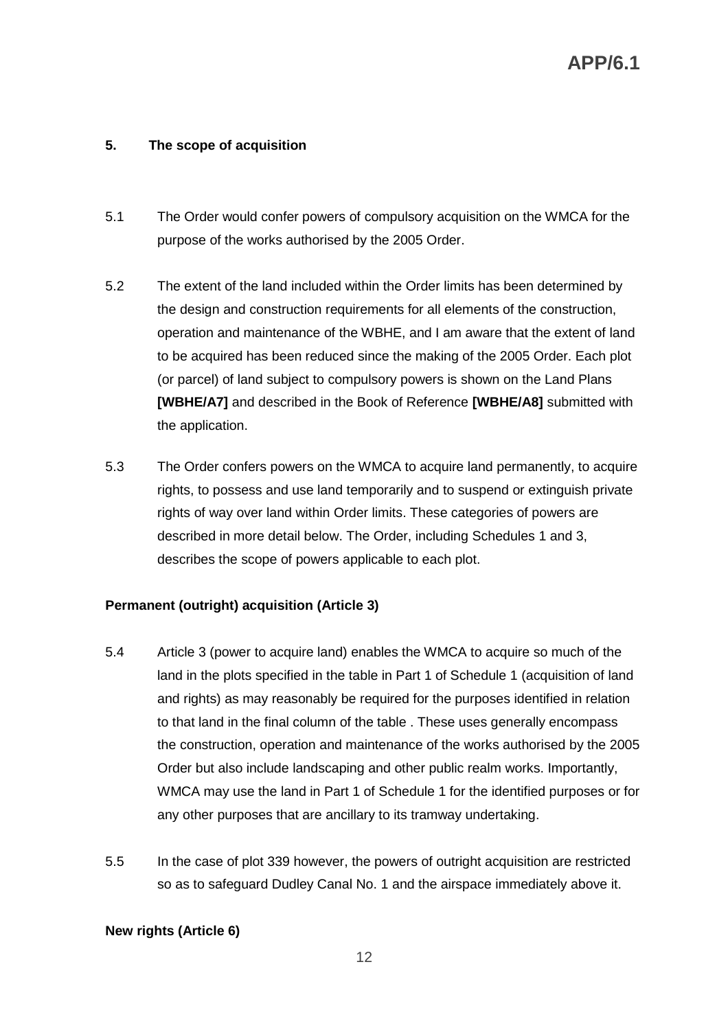## 5. The scope of acquisition

5.1 The Order would confer powers of compulsory acquisition on the WMCA for the purpose of the works authorised by the 2005 Order.

5.2 The extent of the land included within the Order limits has been determined by the design and construction requirements for all elements of the construction, operation and maintenance of the WBHE, and I am aware that the extent of land to be acquired has been reduced since the making of the 2005 Order. Each plot (or parcel) of land subject to compulsory powers is shown on the Land Plans **[WBHE/A7]** and described in the Book of Reference **[WBHE/A8]** submitted with the application.

5.3 The Order confers powers on the WMCA to acquire land permanently, to acquire rights, to possess and use land temporarily and to suspend or extinguish private rights of way over land within Order limits. These categories of powers are described in more detail below. The Order, including Schedules 1 and 3, describes the scope of powers applicable to each plot.

### Permanent (outright) acquisition (Article 3)

5.4 Article 3 (power to acquire land) enables the WMCA to acquire so much of the land in the plots specified in the table in Part 1 of Schedule 1 (acquisition of land and rights) as may reasonably be required for the purposes identified in relation to that land in the final column of the table . These uses generally encompass the construction, operation and maintenance of the works authorised by the 2005 Order but also include landscaping and other public realm works. Importantly, WMCA may use the land in Part 1 of Schedule 1 for the identified purposes or for any other purposes that are ancillary to its tramway undertaking.

5.5 In the case of plot 339 however, the powers of outright acquisition are restricted so as to safeguard Dudley Canal No. 1 and the airspace immediately above it.

### New rights (Article 6)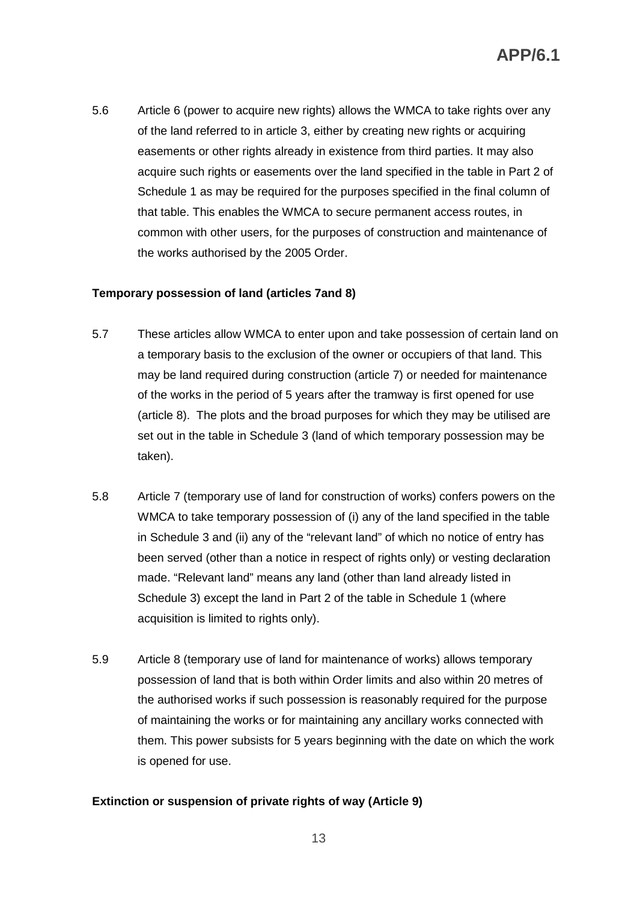5.6 Article 6 (power to acquire new rights) allows the WMCA to take rights over any of the land referred to in article 3, either by creating new rights or acquiring easements or other rights already in existence from third parties. It may also acquire such rights or easements over the land specified in the table in Part 2 of Schedule 1 as may be required for the purposes specified in the final column of that table. This enables the WMCA to secure permanent access routes, in common with other users, for the purposes of construction and maintenance of the works authorised by the 2005 Order.

**Temporary possession of land (articles 7and 8)**

5.7 These articles allow WMCA to enter upon and take possession of certain land on a temporary basis to the exclusion of the owner or occupiers of that land. This may be land required during construction (article 7) or needed for maintenance of the works in the period of 5 years after the tramway is first opened for use (article 8). The plots and the broad purposes for which they may be utilised are set out in the table in Schedule 3 (land of which temporary possession may be taken).

5.8 Article 7 (temporary use of land for construction of works) confers powers on the WMCA to take temporary possession of (i) any of the land specified in the table in Schedule 3 and (ii) any of the "relevant land" of which no notice of entry has been served (other than a notice in respect of rights only) or vesting declaration made. "Relevant land" means any land (other than land already listed in Schedule 3) except the land in Part 2 of the table in Schedule 1 (where acquisition is limited to rights only).

5.9 Article 8 (temporary use of land for maintenance of works) allows temporary possession of land that is both within Order limits and also within 20 metres of the authorised works if such possession is reasonably required for the purpose of maintaining the works or for maintaining any ancillary works connected with them. This power subsists for 5 years beginning with the date on which the work is opened for use.

**Extinction or suspension of private rights of way (Article 9)**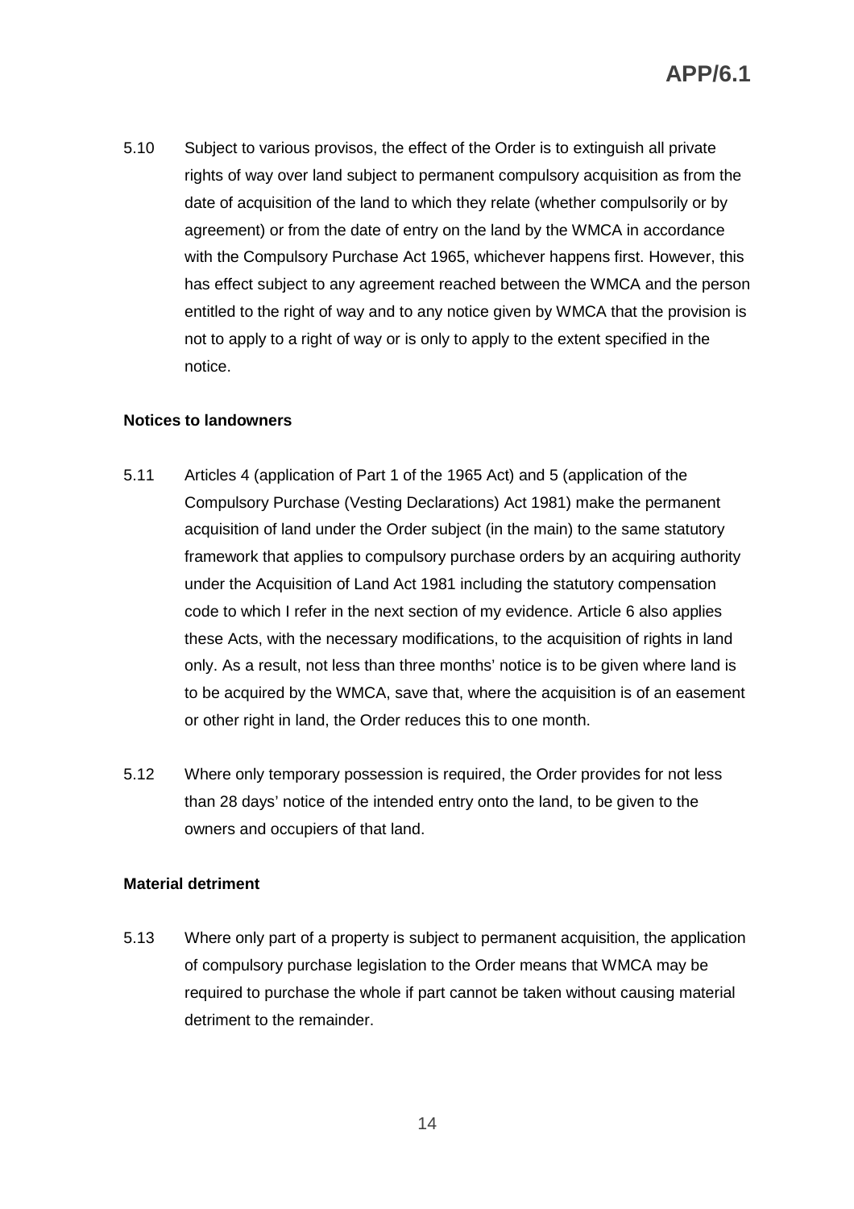5.10 Subject to various provisos, the effect of the Order is to extinguish all private rights of way over land subject to permanent compulsory acquisition as from the date of acquisition of the land to which they relate (whether compulsorily or by agreement) or from the date of entry on the land by the WMCA in accordance with the Compulsory Purchase Act 1965, whichever happens first. However, this has effect subject to any agreement reached between the WMCA and the person entitled to the right of way and to any notice given by WMCA that the provision is not to apply to a right of way or is only to apply to the extent specified in the notice.

**Notices to landowners**

5.11 Articles 4 (application of Part 1 of the 1965 Act) and 5 (application of the Compulsory Purchase (Vesting Declarations) Act 1981) make the permanent acquisition of land under the Order subject (in the main) to the same statutory framework that applies to compulsory purchase orders by an acquiring authority under the Acquisition of Land Act 1981 including the statutory compensation code to which I refer in the next section of my evidence. Article 6 also applies these Acts, with the necessary modifications, to the acquisition of rights in land only. As a result, not less than three months' notice is to be given where land is to be acquired by the WMCA, save that, where the acquisition is of an easement or other right in land, the Order reduces this to one month.

5.12 Where only temporary possession is required, the Order provides for not less than 28 days' notice of the intended entry onto the land, to be given to the owners and occupiers of that land.

**Material detriment**

5.13 Where only part of a property is subject to permanent acquisition, the application of compulsory purchase legislation to the Order means that WMCA may be required to purchase the whole if part cannot be taken without causing material detriment to the remainder.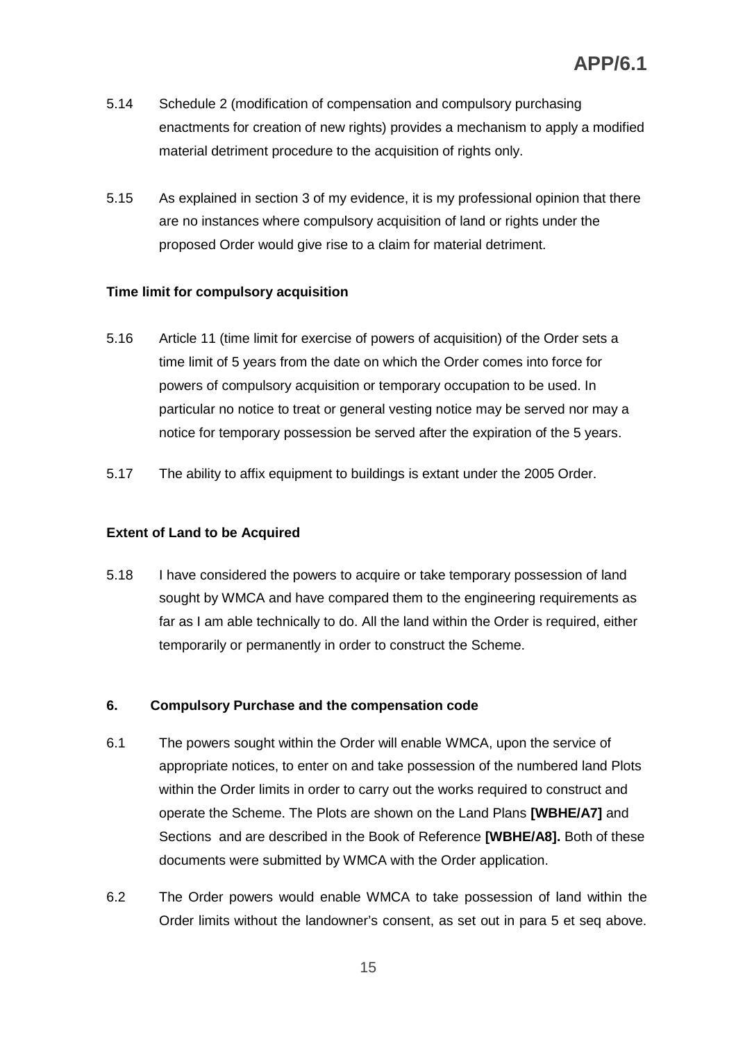5.14 Schedule 2 (modification of compensation and compulsory purchasing enactments for creation of new rights) provides a mechanism to apply a modified material detriment procedure to the acquisition of rights only.

5.15 As explained in section 3 of my evidence, it is my professional opinion that there are no instances where compulsory acquisition of land or rights under the proposed Order would give rise to a claim for material detriment.

**Time limit for compulsory acquisition**

5.16 Article 11 (time limit for exercise of powers of acquisition) of the Order sets a time limit of 5 years from the date on which the Order comes into force for powers of compulsory acquisition or temporary occupation to be used. In particular no notice to treat or general vesting notice may be served nor may a notice for temporary possession be served after the expiration of the 5 years.

5.17 The ability to affix equipment to buildings is extant under the 2005 Order.

**Extent of Land to be Acquired**

5.18 I have considered the powers to acquire or take temporary possession of land sought by WMCA and have compared them to the engineering requirements as far as I am able technically to do. All the land within the Order is required, either temporarily or permanently in order to construct the Scheme.

## 6. Compulsory Purchase and the compensation code

6.1 The powers sought within the Order will enable WMCA, upon the service of appropriate notices, to enter on and take possession of the numbered land Plots within the Order limits in order to carry out the works required to construct and operate the Scheme. The Plots are shown on the Land Plans **[WBHE/A7]** and Sections and are described in the Book of Reference **[WBHE/A8].** Both of these documents were submitted by WMCA with the Order application.

6.2 The Order powers would enable WMCA to take possession of land within the Order limits without the landowner's consent, as set out in para 5 et seq above.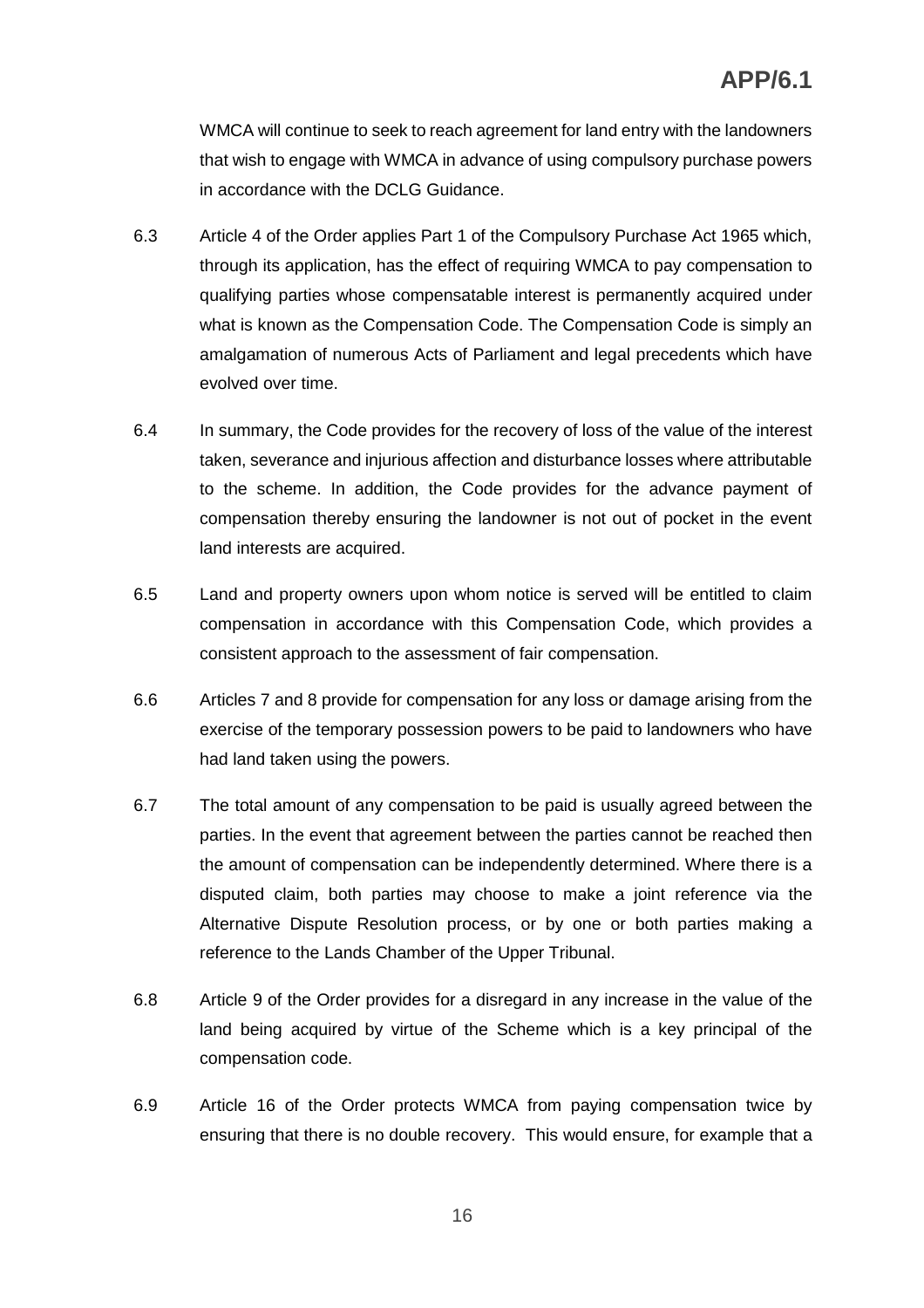WMCA will continue to seek to reach agreement for land entry with the landowners that wish to engage with WMCA in advance of using compulsory purchase powers in accordance with the DCLG Guidance.

6.3 Article 4 of the Order applies Part 1 of the Compulsory Purchase Act 1965 which, through its application, has the effect of requiring WMCA to pay compensation to qualifying parties whose compensatable interest is permanently acquired under what is known as the Compensation Code. The Compensation Code is simply an amalgamation of numerous Acts of Parliament and legal precedents which have evolved over time.

6.4 In summary, the Code provides for the recovery of loss of the value of the interest taken, severance and injurious affection and disturbance losses where attributable to the scheme. In addition, the Code provides for the advance payment of compensation thereby ensuring the landowner is not out of pocket in the event land interests are acquired.

6.5 Land and property owners upon whom notice is served will be entitled to claim compensation in accordance with this Compensation Code, which provides a consistent approach to the assessment of fair compensation.

6.6 Articles 7 and 8 provide for compensation for any loss or damage arising from the exercise of the temporary possession powers to be paid to landowners who have had land taken using the powers.

6.7 The total amount of any compensation to be paid is usually agreed between the parties. In the event that agreement between the parties cannot be reached then the amount of compensation can be independently determined. Where there is a disputed claim, both parties may choose to make a joint reference via the Alternative Dispute Resolution process, or by one or both parties making a reference to the Lands Chamber of the Upper Tribunal.

6.8 Article 9 of the Order provides for a disregard in any increase in the value of the land being acquired by virtue of the Scheme which is a key principal of the compensation code.

6.9 Article 16 of the Order protects WMCA from paying compensation twice by ensuring that there is no double recovery. This would ensure, for example that a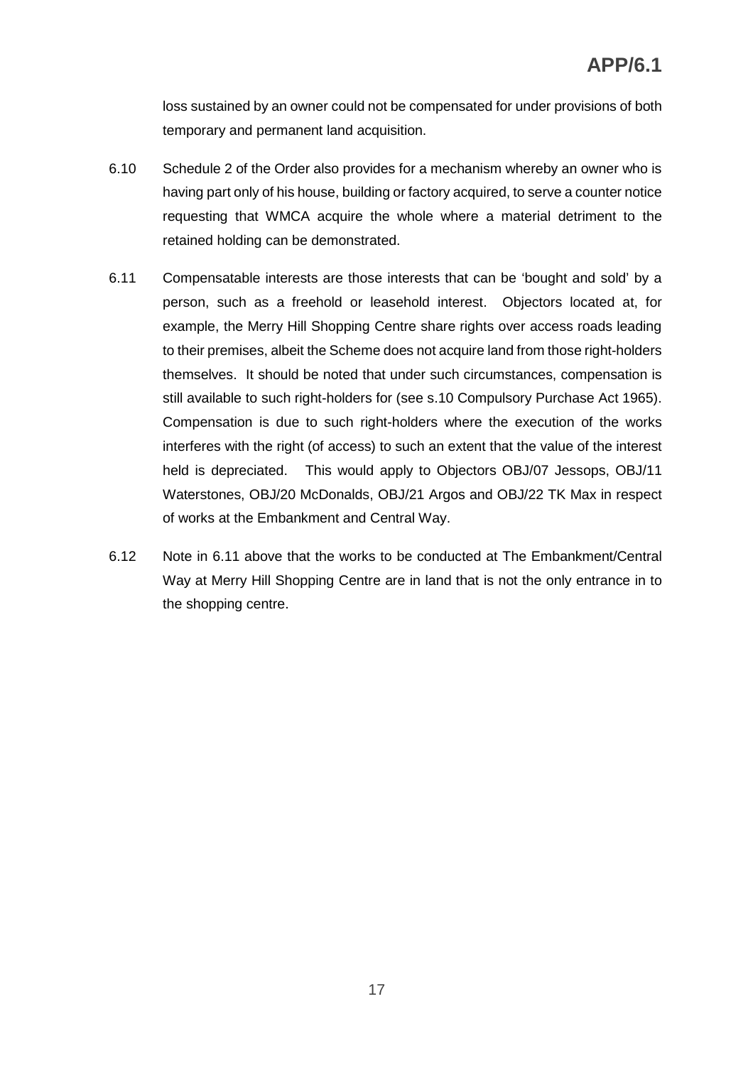loss sustained by an owner could not be compensated for under provisions of both temporary and permanent land acquisition.

6.10 Schedule 2 of the Order also provides for a mechanism whereby an owner who is having part only of his house, building or factory acquired, to serve a counter notice requesting that WMCA acquire the whole where a material detriment to the retained holding can be demonstrated.

6.11 Compensatable interests are those interests that can be 'bought and sold' by a person, such as a freehold or leasehold interest. Objectors located at, for example, the Merry Hill Shopping Centre share rights over access roads leading to their premises, albeit the Scheme does not acquire land from those right-holders themselves. It should be noted that under such circumstances, compensation is still available to such right-holders for (see s.10 Compulsory Purchase Act 1965). Compensation is due to such right-holders where the execution of the works interferes with the right (of access) to such an extent that the value of the interest held is depreciated. This would apply to Objectors OBJ/07 Jessops, OBJ/11 Waterstones, OBJ/20 McDonalds, OBJ/21 Argos and OBJ/22 TK Max in respect of works at the Embankment and Central Way.

6.12 Note in 6.11 above that the works to be conducted at The Embankment/Central Way at Merry Hill Shopping Centre are in land that is not the only entrance in to the shopping centre.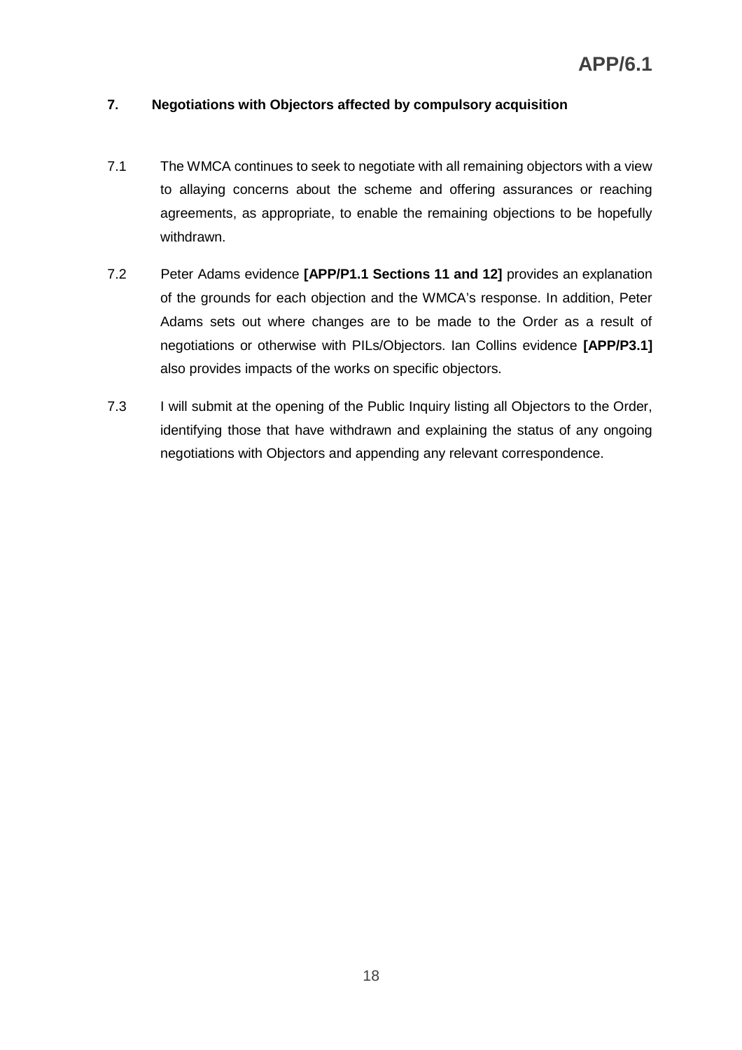## 7. Negotiations with Objectors affected by compulsory acquisition

7.1 The WMCA continues to seek to negotiate with all remaining objectors with a view to allaying concerns about the scheme and offering assurances or reaching agreements, as appropriate, to enable the remaining objections to be hopefully withdrawn.

7.2 Peter Adams evidence **[APP/P1.1 Sections 11 and 12]** provides an explanation of the grounds for each objection and the WMCA's response. In addition, Peter Adams sets out where changes are to be made to the Order as a result of negotiations or otherwise with PILs/Objectors. Ian Collins evidence **[APP/P3.1]** also provides impacts of the works on specific objectors.

7.3 I will submit at the opening of the Public Inquiry listing all Objectors to the Order, identifying those that have withdrawn and explaining the status of any ongoing negotiations with Objectors and appending any relevant correspondence.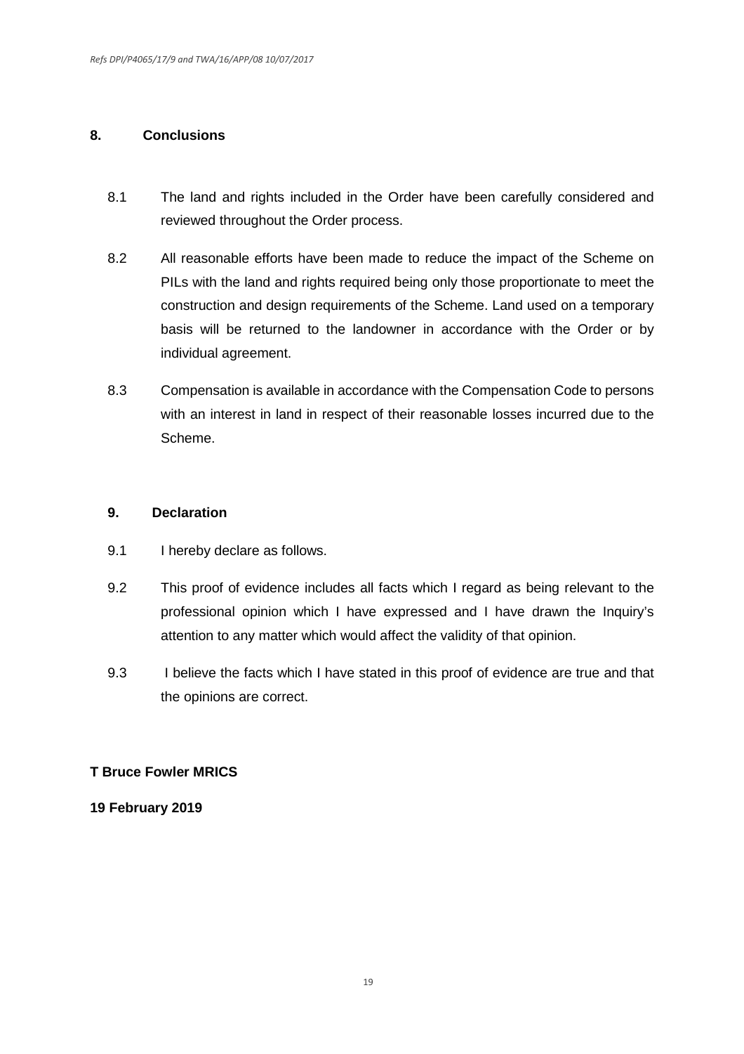## 8. Conclusions

8.1 The land and rights included in the Order have been carefully considered and reviewed throughout the Order process.

8.2 All reasonable efforts have been made to reduce the impact of the Scheme on PILs with the land and rights required being only those proportionate to meet the construction and design requirements of the Scheme. Land used on a temporary basis will be returned to the landowner in accordance with the Order or by individual agreement.

8.3 Compensation is available in accordance with the Compensation Code to persons with an interest in land in respect of their reasonable losses incurred due to the Scheme.

## 9. Declaration

9.1 I hereby declare as follows.

9.2 This proof of evidence includes all facts which I regard as being relevant to the professional opinion which I have expressed and I have drawn the Inquiry's attention to any matter which would affect the validity of that opinion.

9.3 I believe the facts which I have stated in this proof of evidence are true and that the opinions are correct.

**T Bruce Fowler MRICS**

**19 February 2019**